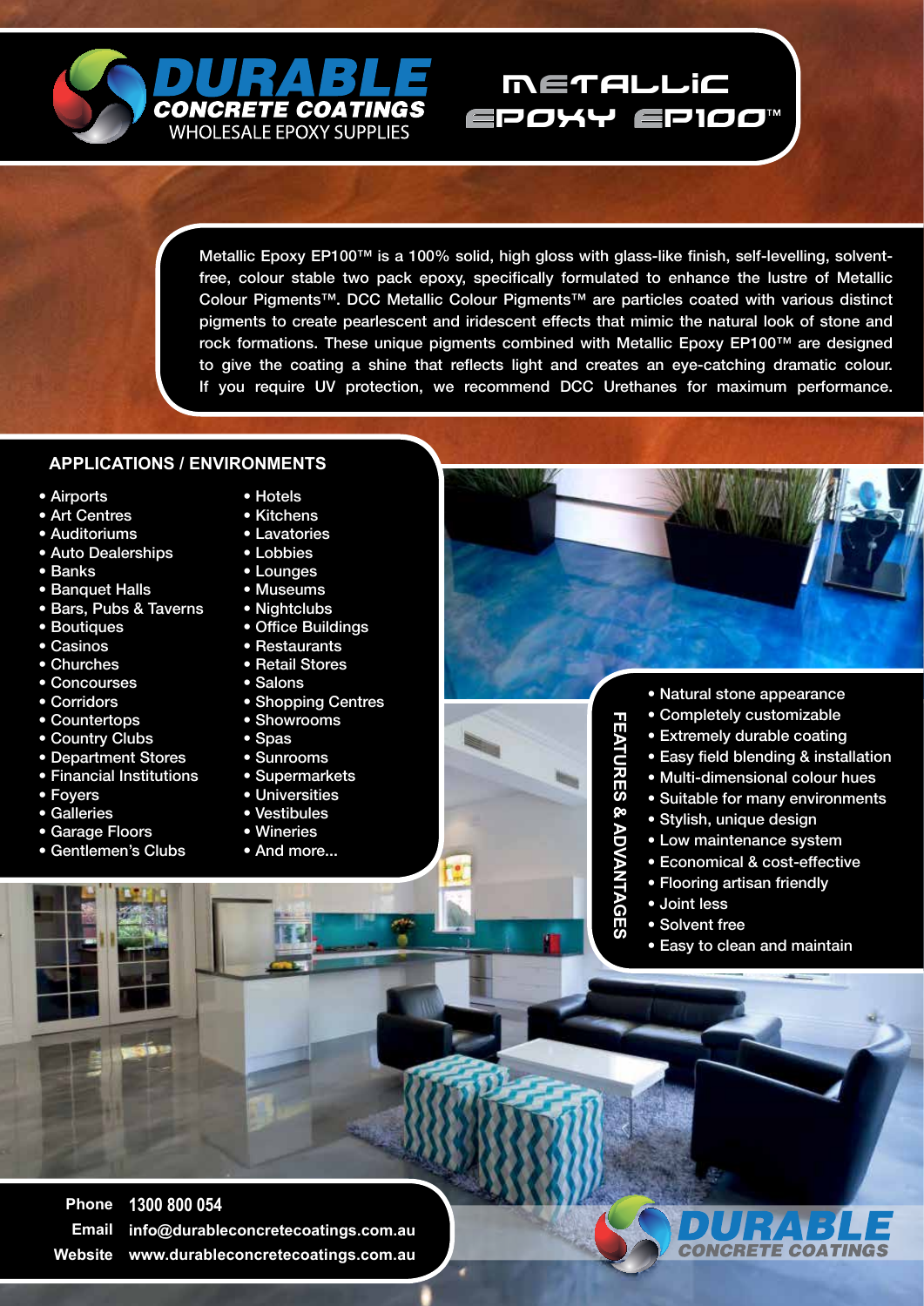# DURABLE CONCRETE COATINGS

WHOLESALE EPOXY SUPPLIES

# METALLIC EPOXY EP100™

Metallic Epoxy EP100™ is a 100% solid, high gloss with glass-like finish, self-levelling, solvent-free, colour stable two pack epoxy, specifically formulated to enhance the lustre of Metallic Colour Pigments™. DCC Metallic Colour Pigments™ are particles coated with various distinct pigments to create pearlescent and iridescent effects that mimic the natural look of stone and rock formations. These unique pigments combined with Metallic Epoxy EP100™ are designed to give the coating a shine that reflects light and creates an eye-catching dramatic colour. If you require UV protection, we recommend DCC Urethanes for maximum performance.

## APPLICATIONS / ENVIRONMENTS

- Airports
- Art Centres
- Auditoriums
- Auto Dealerships
- Banks
- Banquet Halls
- Bars, Pubs & Taverns
- Boutiques
- Casinos
- Churches
- Concourses
- Corridors
- Countertops
- Country Clubs
- Department Stores
- Financial Institutions
- Foyers
- Galleries
- Garage Floors
- Gentlemen's Clubs
- Hotels
- Kitchens
- Lavatories
- Lobbies
- Lounges
- Museums
- Nightclubs
- Office Buildings
- Restaurants
- Retail Stores
- Salons
- Shopping Centres
- Showrooms
- Spas
- Sunrooms
- Supermarkets
- Universities
- Vestibules
- Wineries
- And more...

## FEATURES & ADVANTAGES

- Natural stone appearance
- Completely customizable
- Extremely durable coating
- Easy field blending & installation
- Multi-dimensional colour hues
- Suitable for many environments
- Stylish, unique design
- Low maintenance system
- Economical & cost-effective
- Flooring artisan friendly
- Joint less
- Solvent free
- Easy to clean and maintain

**Phone** 1300 800 054
**Email** info@durableconcretecoatings.com.au
**Website** www.durableconcretecoatings.com.au

DURABLE CONCRETE COATINGS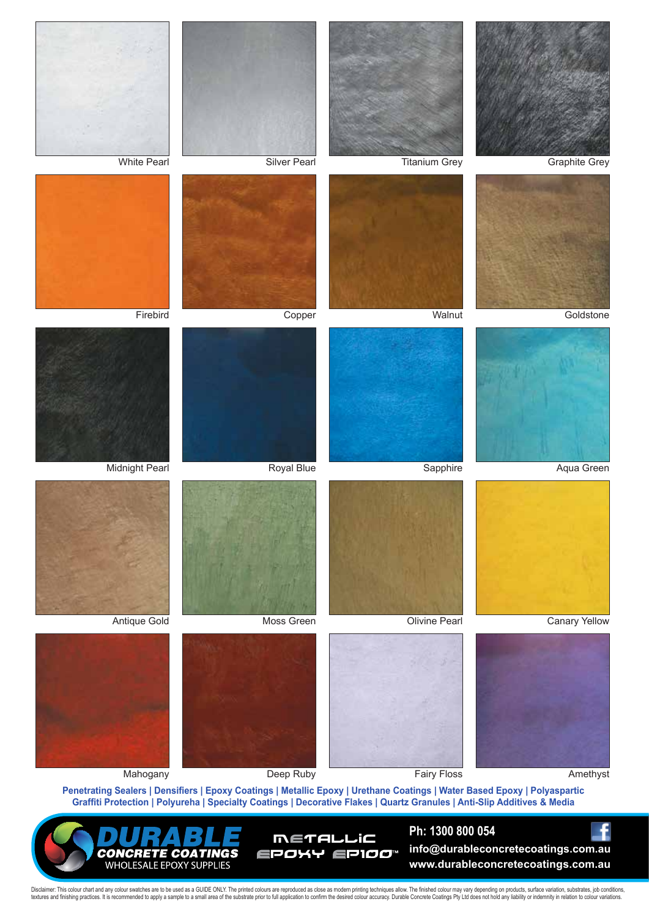| | | | |
|---|---|---|---|
| White Pearl | Silver Pearl | Titanium Grey | Graphite Grey |
| Firebird | Copper | Walnut | Goldstone |
| Midnight Pearl | Royal Blue | Sapphire | Aqua Green |
| Antique Gold | Moss Green | Olivine Pearl | Canary Yellow |
| Mahogany | Deep Ruby | Fairy Floss | Amethyst |

**Penetrating Sealers | Densifiers | Epoxy Coatings | Metallic Epoxy | Urethane Coatings | Water Based Epoxy | Polyaspartic Graffiti Protection | Polyureha | Specialty Coatings | Decorative Flakes | Quartz Granules | Anti-Slip Additives & Media**

**DURABLE CONCRETE COATINGS**
WHOLESALE EPOXY SUPPLIES

METALLIC EPOXY EP100™

**Ph: 1300 800 054**
**info@durableconcretecoatings.com.au**
**www.durableconcretecoatings.com.au**

Disclaimer: This colour chart and any colour swatches are to be used as a GUIDE ONLY. The printed colours are reproduced as close as modern printing techniques allow. The finished colour may vary depending on products, surface variation, substrates, job conditions, textures and finishing practices. It is recommended to apply a sample to a small area of the substrate prior to full application to confirm the desired colour accuracy. Durable Concrete Coatings Pty Ltd does not hold any liability or indemnity in relation to colour variations.